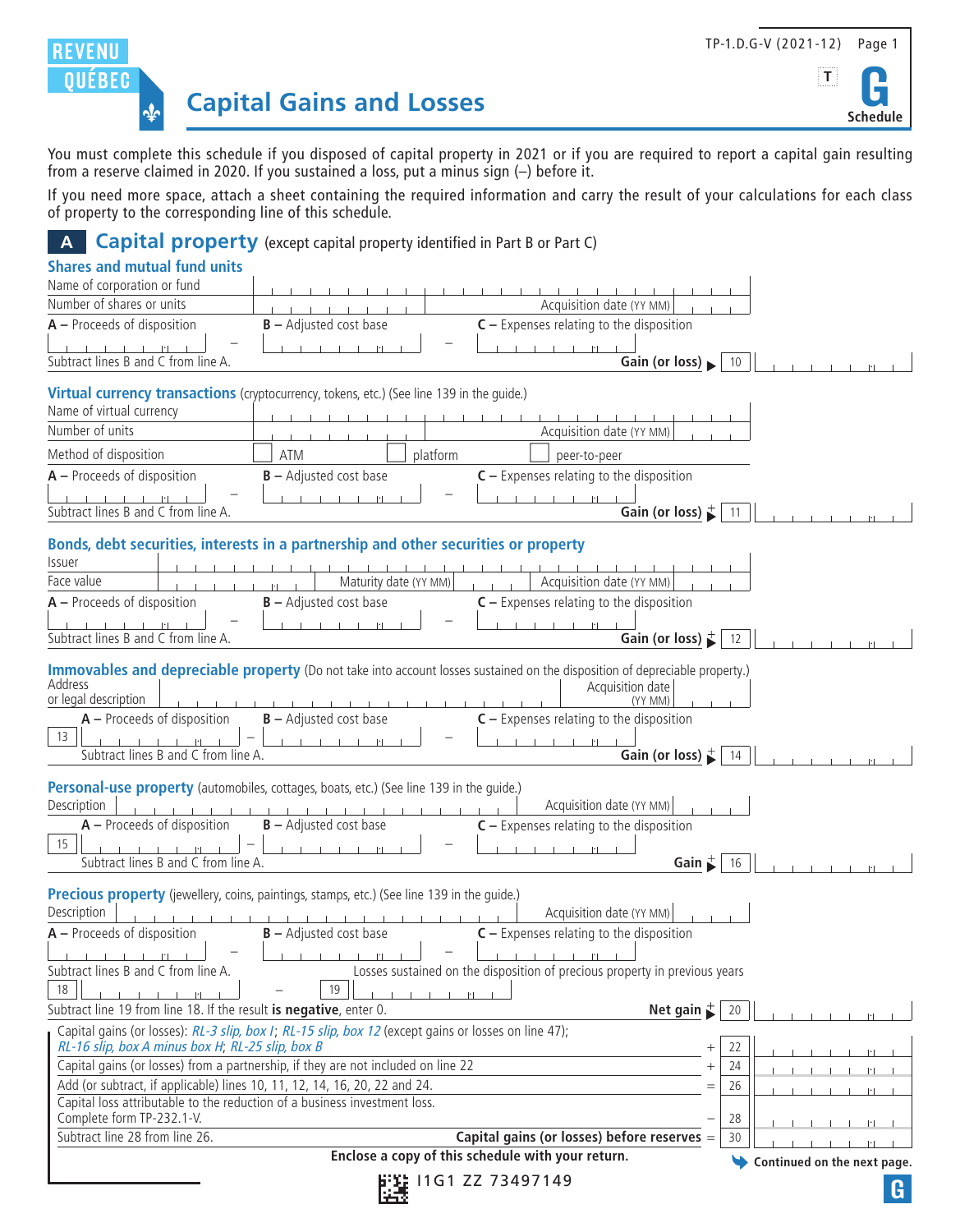REVENU QUÉBEC

TP-1.D.G-V (2021-12)

# Capital Gains and Losses

**Schedule G**

You must complete this schedule if you disposed of capital property in 2021 or if you are required to report a capital gain resulting from a reserve claimed in 2020. If you sustained a loss, put a minus sign (–) before it.

If you need more space, attach a sheet containing the required information and carry the result of your calculations for each class of property to the corresponding line of this schedule.

## A Capital property (except capital property identified in Part B or Part C)

### Shares and mutual fund units

Name of corporation or fund

Number of shares or units — Acquisition date (YY MM)

**A** – Proceeds of disposition − **B** – Adjusted cost base − **C** – Expenses relating to the disposition

Subtract lines B and C from line A. **Gain (or loss)** 10

### Virtual currency transactions (cryptocurrency, tokens, etc.) (See line 139 in the guide.)

Name of virtual currency

Number of units — Acquisition date (YY MM)

Method of disposition: ☐ ATM ☐ platform ☐ peer-to-peer

**A** – Proceeds of disposition − **B** – Adjusted cost base − **C** – Expenses relating to the disposition

Subtract lines B and C from line A. **Gain (or loss)** + 11

### Bonds, debt securities, interests in a partnership and other securities or property

Issuer

Face value — Maturity date (YY MM) — Acquisition date (YY MM)

**A** – Proceeds of disposition − **B** – Adjusted cost base − **C** – Expenses relating to the disposition

Subtract lines B and C from line A. **Gain (or loss)** + 12

### Immovables and depreciable property (Do not take into account losses sustained on the disposition of depreciable property.)

Address or legal description — Acquisition date (YY MM)

13 **A** – Proceeds of disposition − **B** – Adjusted cost base − **C** – Expenses relating to the disposition

Subtract lines B and C from line A. **Gain (or loss)** + 14

### Personal-use property (automobiles, cottages, boats, etc.) (See line 139 in the guide.)

Description — Acquisition date (YY MM)

15 **A** – Proceeds of disposition − **B** – Adjusted cost base − **C** – Expenses relating to the disposition

Subtract lines B and C from line A. **Gain** + 16

### Precious property (jewellery, coins, paintings, stamps, etc.) (See line 139 in the guide.)

Description — Acquisition date (YY MM)

**A** – Proceeds of disposition − **B** – Adjusted cost base − **C** – Expenses relating to the disposition

Subtract lines B and C from line A. 18 − Losses sustained on the disposition of precious property in previous years 19

Subtract line 19 from line 18. If the result **is negative**, enter 0. **Net gain** + 20

| Description | | Line | Amount |
|---|---|---|---|
| Capital gains (or losses): *RL-3 slip, box I*; *RL-15 slip, box 12* (except gains or losses on line 47); *RL-16 slip, box A minus box H*; *RL-25 slip, box B* | + | 22 | |
| Capital gains (or losses) from a partnership, if they are not included on line 22 | + | 24 | |
| Add (or subtract, if applicable) lines 10, 11, 12, 14, 16, 20, 22 and 24. | = | 26 | |
| Capital loss attributable to the reduction of a business investment loss. Complete form TP-232.1-V. | − | 28 | |
| Subtract line 28 from line 26. **Capital gains (or losses) before reserves** | = | 30 | |

**Enclose a copy of this schedule with your return.**

**Continued on the next page.**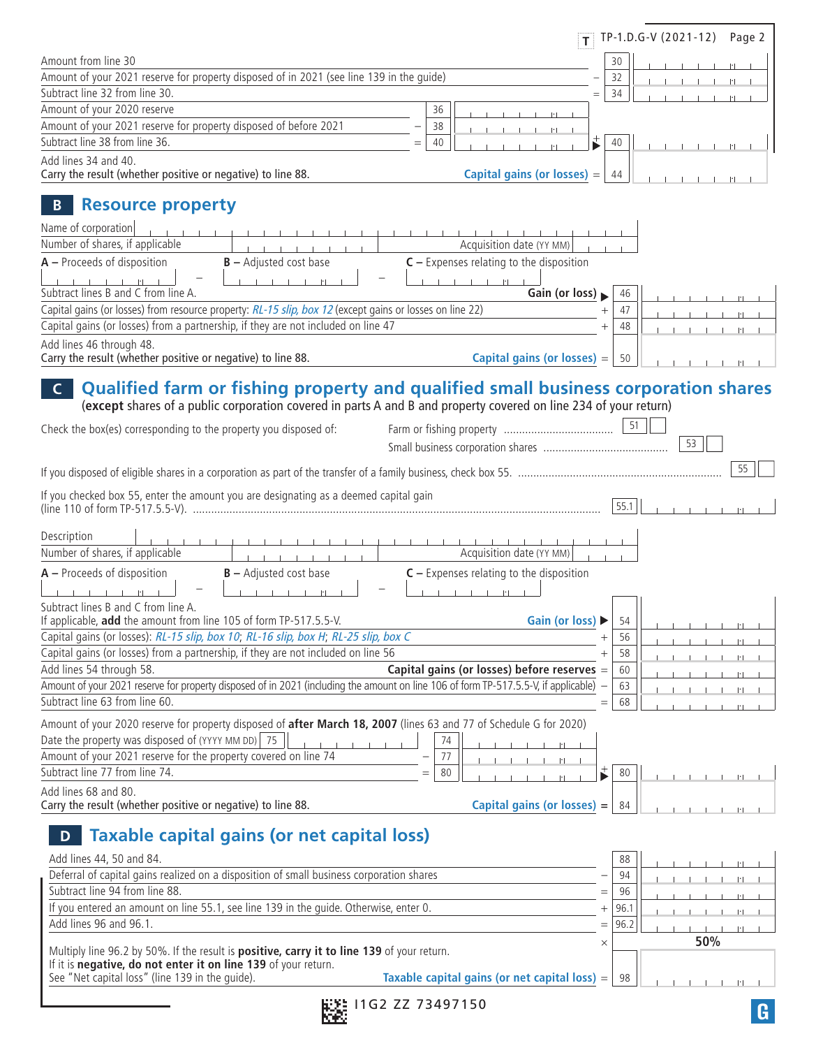Amount from line 30 | 30

Amount of your 2021 reserve for property disposed of in 2021 (see line 139 in the guide) | − | 32

Subtract line 32 from line 30. | = | 34

Amount of your 2020 reserve | 36

Amount of your 2021 reserve for property disposed of before 2021 | − | 38

Subtract line 38 from line 36. | = | 40 | + | 40

Add lines 34 and 40.
Carry the result (whether positive or negative) to line 88. **Capital gains (or losses)** = | 44

## B Resource property

Name of corporation

Number of shares, if applicable | Acquisition date (YY MM)

**A** – Proceeds of disposition − **B** – Adjusted cost base − **C** – Expenses relating to the disposition

Subtract lines B and C from line A. **Gain (or loss)** | 46

Capital gains (or losses) from resource property: *RL-15 slip, box 12* (except gains or losses on line 22) | + | 47

Capital gains (or losses) from a partnership, if they are not included on line 47 | + | 48

Add lines 46 through 48.
Carry the result (whether positive or negative) to line 88. **Capital gains (or losses)** = | 50

## C Qualified farm or fishing property and qualified small business corporation shares

(**except** shares of a public corporation covered in parts A and B and property covered on line 234 of your return)

Check the box(es) corresponding to the property you disposed of:
- Farm or fishing property | 51
- Small business corporation shares | 53

If you disposed of eligible shares in a corporation as part of the transfer of a family business, check box 55. | 55

If you checked box 55, enter the amount you are designating as a deemed capital gain (line 110 of form TP-517.5.5-V). | 55.1

Description

Number of shares, if applicable | Acquisition date (YY MM)

**A** – Proceeds of disposition − **B** – Adjusted cost base − **C** – Expenses relating to the disposition

Subtract lines B and C from line A.
If applicable, **add** the amount from line 105 of form TP-517.5.5-V. **Gain (or loss)** | 54

Capital gains (or losses): *RL-15 slip, box 10*; *RL-16 slip, box H*; *RL-25 slip, box C* | + | 56

Capital gains (or losses) from a partnership, if they are not included on line 56 | + | 58

Add lines 54 through 58. **Capital gains (or losses) before reserves** = | 60

Amount of your 2021 reserve for property disposed of in 2021 (including the amount on line 106 of form TP-517.5.5-V, if applicable) | − | 63

Subtract line 63 from line 60. | = | 68

Amount of your 2020 reserve for property disposed of **after March 18, 2007** (lines 63 and 77 of Schedule G for 2020)

Date the property was disposed of (YYYY MM DD) | 75 | 74

Amount of your 2021 reserve for the property covered on line 74 | − | 77

Subtract line 77 from line 74. | = | 80 | + | 80

Add lines 68 and 80.
Carry the result (whether positive or negative) to line 88. **Capital gains (or losses)** = | 84

## D Taxable capital gains (or net capital loss)

Add lines 44, 50 and 84. | 88

Deferral of capital gains realized on a disposition of small business corporation shares | − | 94

Subtract line 94 from line 88. | = | 96

If you entered an amount on line 55.1, see line 139 in the guide. Otherwise, enter 0. | + | 96.1

Add lines 96 and 96.1. | = | 96.2

| × | **50%**

Multiply line 96.2 by 50%. If the result is **positive, carry it to line 139** of your return.
If it is **negative, do not enter it on line 139** of your return.
See "Net capital loss" (line 139 in the guide). **Taxable capital gains (or net capital loss)** = | 98

I1G2 ZZ 73497150